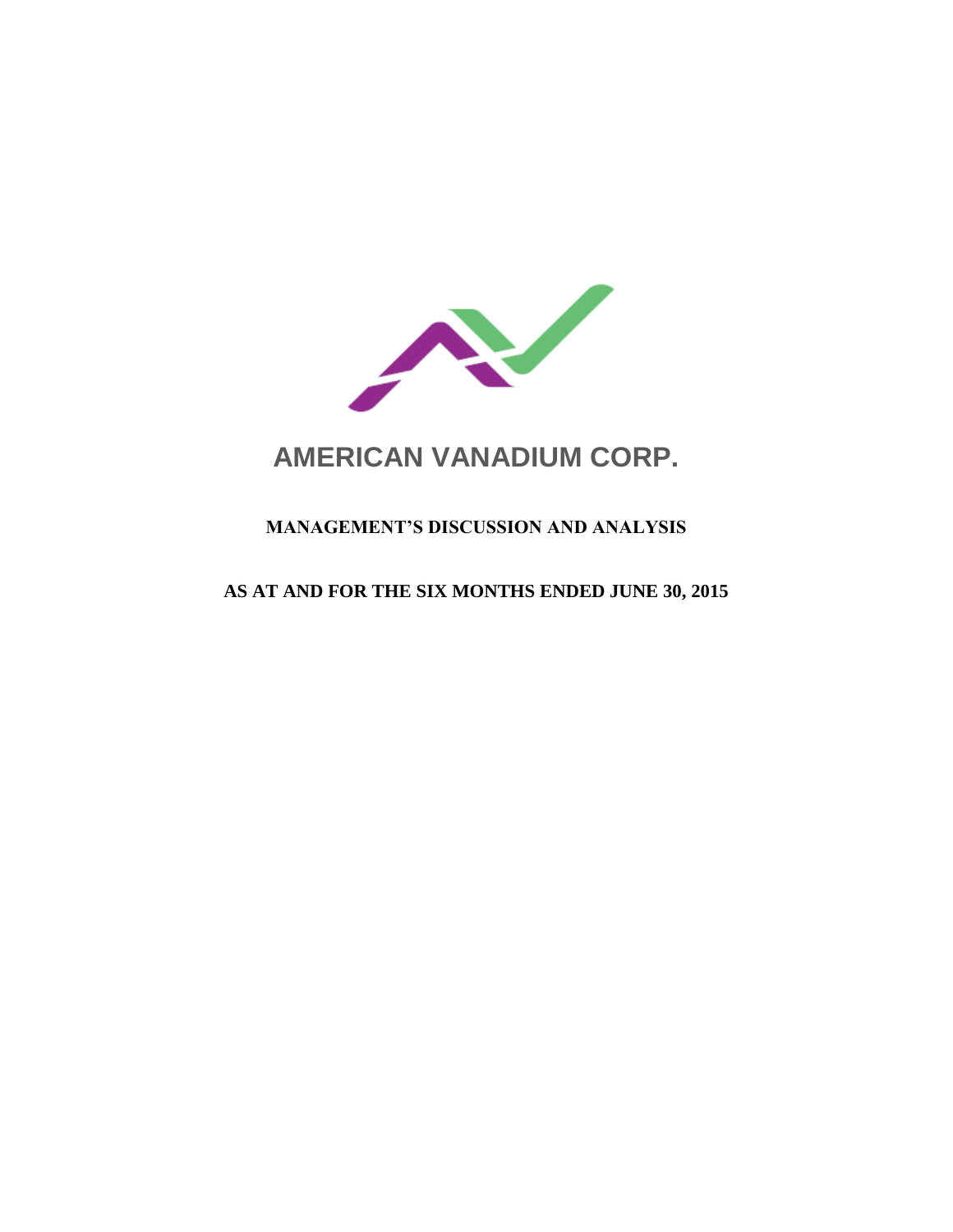# AMERICAN VANADIUM CORP.

## MANAGEMENT'S DISCUSSION AND ANALYSIS

## AS AT AND FOR THE SIX MONTHS ENDED JUNE 30, 2015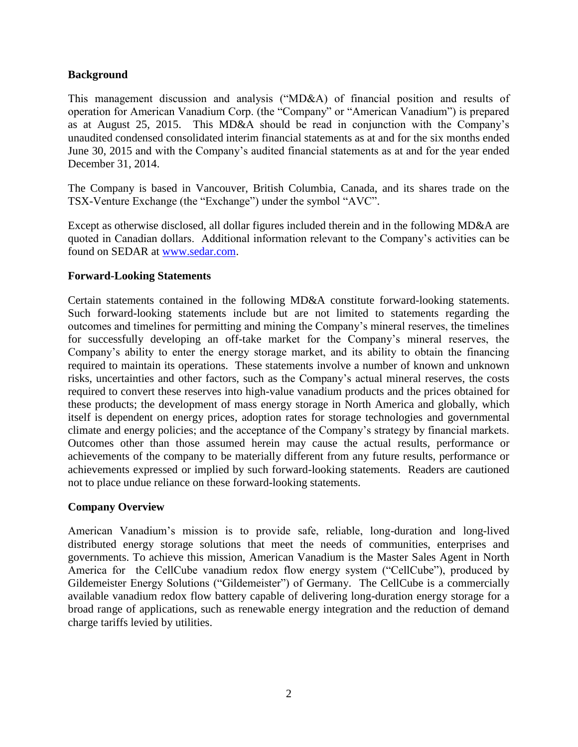## Background

This management discussion and analysis ("MD&A) of financial position and results of operation for American Vanadium Corp. (the "Company" or "American Vanadium") is prepared as at August 25, 2015. This MD&A should be read in conjunction with the Company's unaudited condensed consolidated interim financial statements as at and for the six months ended June 30, 2015 and with the Company's audited financial statements as at and for the year ended December 31, 2014.

The Company is based in Vancouver, British Columbia, Canada, and its shares trade on the TSX-Venture Exchange (the "Exchange") under the symbol "AVC".

Except as otherwise disclosed, all dollar figures included therein and in the following MD&A are quoted in Canadian dollars. Additional information relevant to the Company's activities can be found on SEDAR at www.sedar.com.

## Forward-Looking Statements

Certain statements contained in the following MD&A constitute forward-looking statements. Such forward-looking statements include but are not limited to statements regarding the outcomes and timelines for permitting and mining the Company's mineral reserves, the timelines for successfully developing an off-take market for the Company's mineral reserves, the Company's ability to enter the energy storage market, and its ability to obtain the financing required to maintain its operations. These statements involve a number of known and unknown risks, uncertainties and other factors, such as the Company's actual mineral reserves, the costs required to convert these reserves into high-value vanadium products and the prices obtained for these products; the development of mass energy storage in North America and globally, which itself is dependent on energy prices, adoption rates for storage technologies and governmental climate and energy policies; and the acceptance of the Company's strategy by financial markets. Outcomes other than those assumed herein may cause the actual results, performance or achievements of the company to be materially different from any future results, performance or achievements expressed or implied by such forward-looking statements. Readers are cautioned not to place undue reliance on these forward-looking statements.

## Company Overview

American Vanadium's mission is to provide safe, reliable, long-duration and long-lived distributed energy storage solutions that meet the needs of communities, enterprises and governments. To achieve this mission, American Vanadium is the Master Sales Agent in North America for the CellCube vanadium redox flow energy system ("CellCube"), produced by Gildemeister Energy Solutions ("Gildemeister") of Germany. The CellCube is a commercially available vanadium redox flow battery capable of delivering long-duration energy storage for a broad range of applications, such as renewable energy integration and the reduction of demand charge tariffs levied by utilities.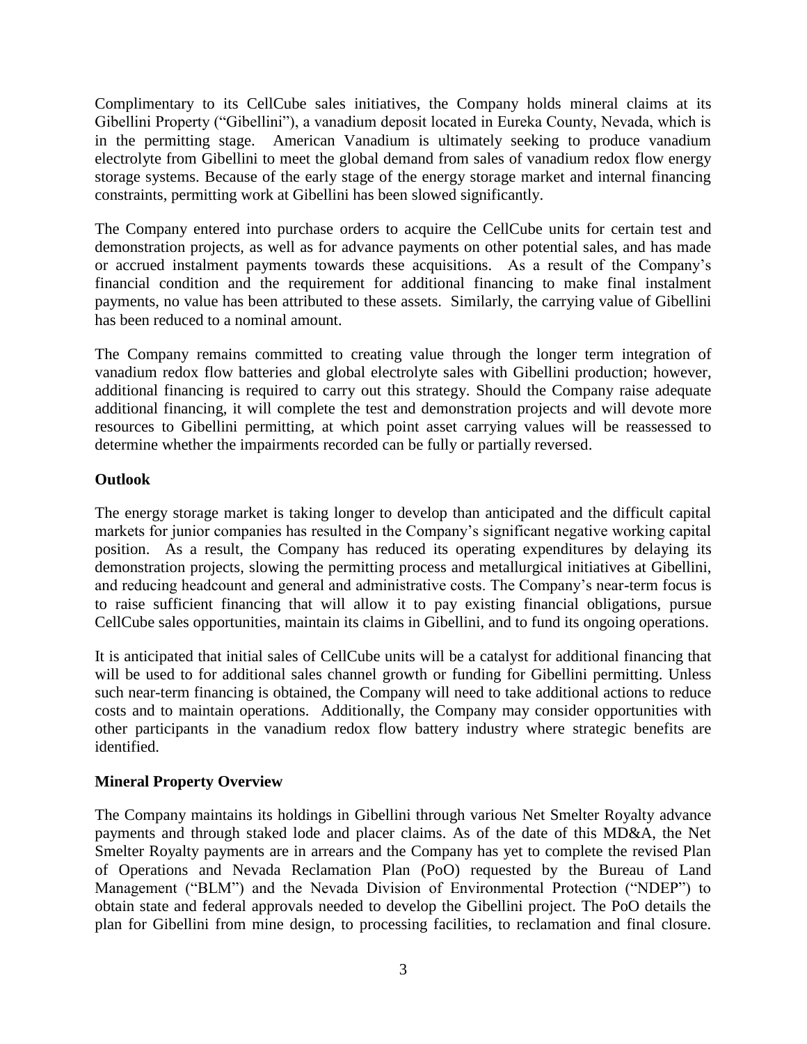Complimentary to its CellCube sales initiatives, the Company holds mineral claims at its Gibellini Property ("Gibellini"), a vanadium deposit located in Eureka County, Nevada, which is in the permitting stage. American Vanadium is ultimately seeking to produce vanadium electrolyte from Gibellini to meet the global demand from sales of vanadium redox flow energy storage systems. Because of the early stage of the energy storage market and internal financing constraints, permitting work at Gibellini has been slowed significantly.

The Company entered into purchase orders to acquire the CellCube units for certain test and demonstration projects, as well as for advance payments on other potential sales, and has made or accrued instalment payments towards these acquisitions. As a result of the Company's financial condition and the requirement for additional financing to make final instalment payments, no value has been attributed to these assets. Similarly, the carrying value of Gibellini has been reduced to a nominal amount.

The Company remains committed to creating value through the longer term integration of vanadium redox flow batteries and global electrolyte sales with Gibellini production; however, additional financing is required to carry out this strategy. Should the Company raise adequate additional financing, it will complete the test and demonstration projects and will devote more resources to Gibellini permitting, at which point asset carrying values will be reassessed to determine whether the impairments recorded can be fully or partially reversed.

## Outlook

The energy storage market is taking longer to develop than anticipated and the difficult capital markets for junior companies has resulted in the Company's significant negative working capital position. As a result, the Company has reduced its operating expenditures by delaying its demonstration projects, slowing the permitting process and metallurgical initiatives at Gibellini, and reducing headcount and general and administrative costs. The Company's near-term focus is to raise sufficient financing that will allow it to pay existing financial obligations, pursue CellCube sales opportunities, maintain its claims in Gibellini, and to fund its ongoing operations.

It is anticipated that initial sales of CellCube units will be a catalyst for additional financing that will be used to for additional sales channel growth or funding for Gibellini permitting. Unless such near-term financing is obtained, the Company will need to take additional actions to reduce costs and to maintain operations. Additionally, the Company may consider opportunities with other participants in the vanadium redox flow battery industry where strategic benefits are identified.

## Mineral Property Overview

The Company maintains its holdings in Gibellini through various Net Smelter Royalty advance payments and through staked lode and placer claims. As of the date of this MD&A, the Net Smelter Royalty payments are in arrears and the Company has yet to complete the revised Plan of Operations and Nevada Reclamation Plan (PoO) requested by the Bureau of Land Management ("BLM") and the Nevada Division of Environmental Protection ("NDEP") to obtain state and federal approvals needed to develop the Gibellini project. The PoO details the plan for Gibellini from mine design, to processing facilities, to reclamation and final closure.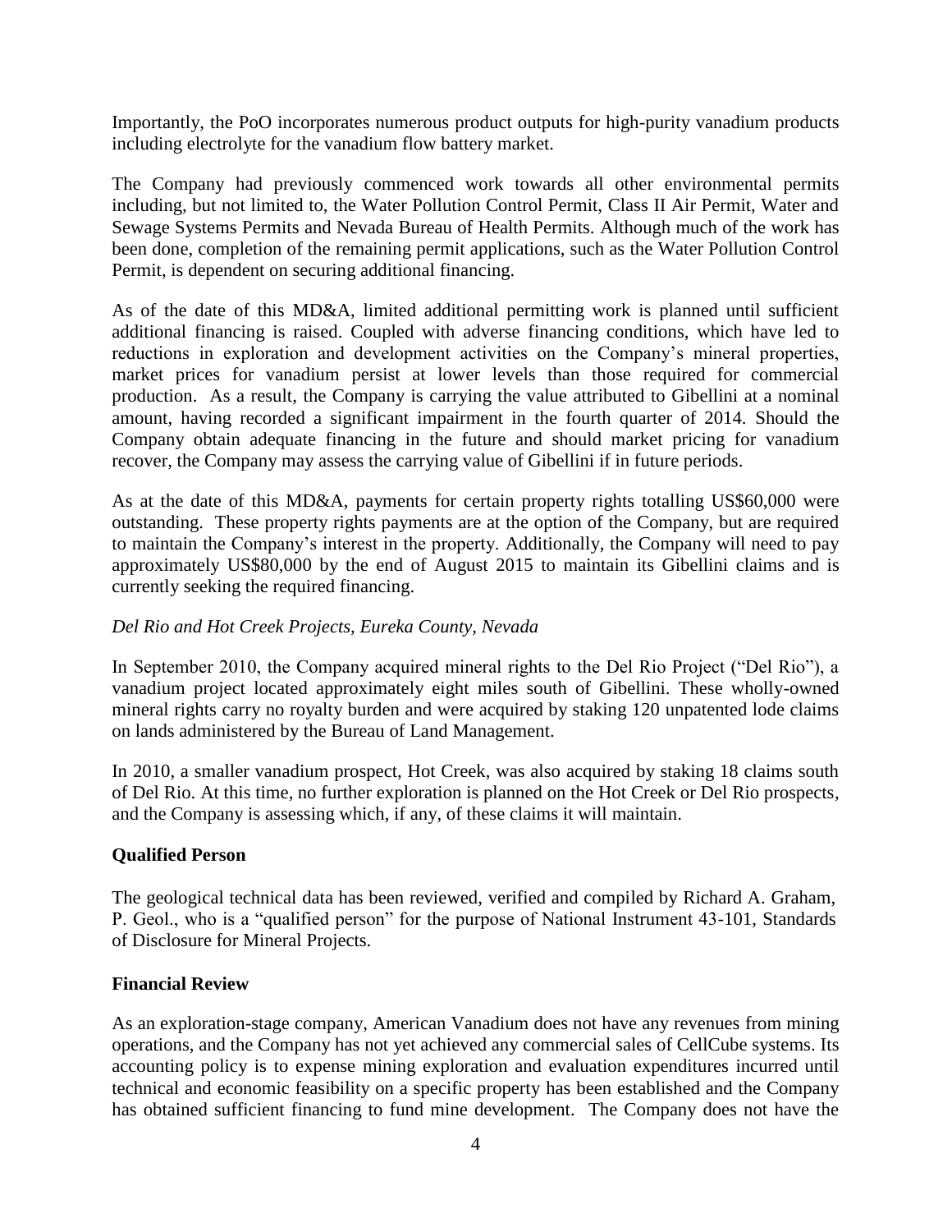Importantly, the PoO incorporates numerous product outputs for high-purity vanadium products including electrolyte for the vanadium flow battery market.

The Company had previously commenced work towards all other environmental permits including, but not limited to, the Water Pollution Control Permit, Class II Air Permit, Water and Sewage Systems Permits and Nevada Bureau of Health Permits. Although much of the work has been done, completion of the remaining permit applications, such as the Water Pollution Control Permit, is dependent on securing additional financing.

As of the date of this MD&A, limited additional permitting work is planned until sufficient additional financing is raised. Coupled with adverse financing conditions, which have led to reductions in exploration and development activities on the Company's mineral properties, market prices for vanadium persist at lower levels than those required for commercial production. As a result, the Company is carrying the value attributed to Gibellini at a nominal amount, having recorded a significant impairment in the fourth quarter of 2014. Should the Company obtain adequate financing in the future and should market pricing for vanadium recover, the Company may assess the carrying value of Gibellini if in future periods.

As at the date of this MD&A, payments for certain property rights totalling US$60,000 were outstanding. These property rights payments are at the option of the Company, but are required to maintain the Company's interest in the property. Additionally, the Company will need to pay approximately US$80,000 by the end of August 2015 to maintain its Gibellini claims and is currently seeking the required financing.

*Del Rio and Hot Creek Projects, Eureka County, Nevada*

In September 2010, the Company acquired mineral rights to the Del Rio Project ("Del Rio"), a vanadium project located approximately eight miles south of Gibellini. These wholly-owned mineral rights carry no royalty burden and were acquired by staking 120 unpatented lode claims on lands administered by the Bureau of Land Management.

In 2010, a smaller vanadium prospect, Hot Creek, was also acquired by staking 18 claims south of Del Rio. At this time, no further exploration is planned on the Hot Creek or Del Rio prospects, and the Company is assessing which, if any, of these claims it will maintain.

**Qualified Person**

The geological technical data has been reviewed, verified and compiled by Richard A. Graham, P. Geol., who is a "qualified person" for the purpose of National Instrument 43-101, Standards of Disclosure for Mineral Projects.

**Financial Review**

As an exploration-stage company, American Vanadium does not have any revenues from mining operations, and the Company has not yet achieved any commercial sales of CellCube systems. Its accounting policy is to expense mining exploration and evaluation expenditures incurred until technical and economic feasibility on a specific property has been established and the Company has obtained sufficient financing to fund mine development. The Company does not have the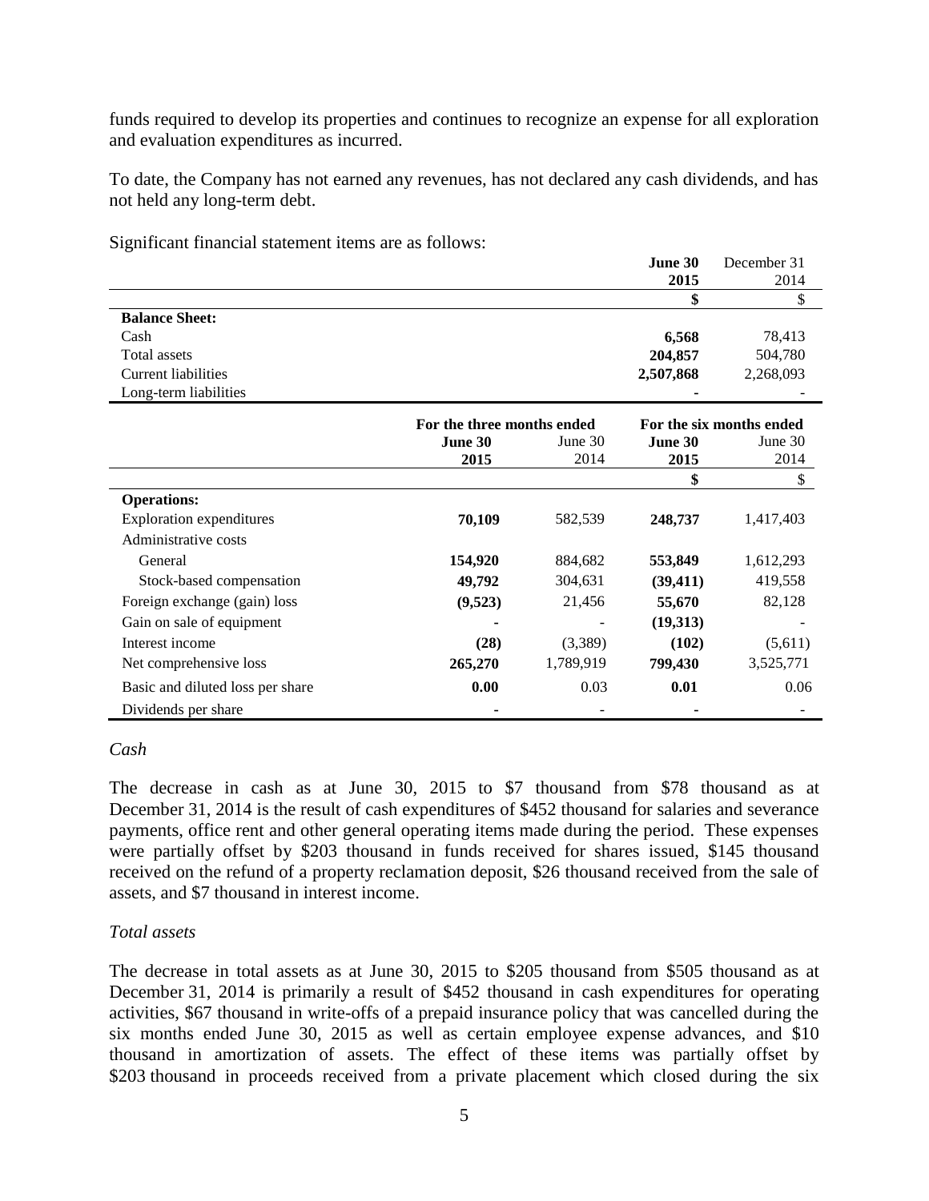funds required to develop its properties and continues to recognize an expense for all exploration and evaluation expenditures as incurred.

To date, the Company has not earned any revenues, has not declared any cash dividends, and has not held any long-term debt.

Significant financial statement items are as follows:

| | **June 30 2015** | December 31 2014 |
|---|---|---|
| | **$** | $ |
| **Balance Sheet:** | | |
| Cash | **6,568** | 78,413 |
| Total assets | **204,857** | 504,780 |
| Current liabilities | **2,507,868** | 2,268,093 |
| Long-term liabilities | **-** | - |

| | **For the three months ended** | | **For the six months ended** | |
|---|---|---|---|---|
| | **June 30 2015** | June 30 2014 | **June 30 2015** | June 30 2014 |
| | | | **$** | $ |
| **Operations:** | | | | |
| Exploration expenditures | **70,109** | 582,539 | **248,737** | 1,417,403 |
| Administrative costs | | | | |
| General | **154,920** | 884,682 | **553,849** | 1,612,293 |
| Stock-based compensation | **49,792** | 304,631 | **(39,411)** | 419,558 |
| Foreign exchange (gain) loss | **(9,523)** | 21,456 | **55,670** | 82,128 |
| Gain on sale of equipment | **-** | - | **(19,313)** | - |
| Interest income | **(28)** | (3,389) | **(102)** | (5,611) |
| Net comprehensive loss | **265,270** | 1,789,919 | **799,430** | 3,525,771 |
| Basic and diluted loss per share | **0.00** | 0.03 | **0.01** | 0.06 |
| Dividends per share | **-** | - | **-** | - |

*Cash*

The decrease in cash as at June 30, 2015 to $7 thousand from $78 thousand as at December 31, 2014 is the result of cash expenditures of $452 thousand for salaries and severance payments, office rent and other general operating items made during the period. These expenses were partially offset by $203 thousand in funds received for shares issued, $145 thousand received on the refund of a property reclamation deposit, $26 thousand received from the sale of assets, and $7 thousand in interest income.

*Total assets*

The decrease in total assets as at June 30, 2015 to $205 thousand from $505 thousand as at December 31, 2014 is primarily a result of $452 thousand in cash expenditures for operating activities, $67 thousand in write-offs of a prepaid insurance policy that was cancelled during the six months ended June 30, 2015 as well as certain employee expense advances, and $10 thousand in amortization of assets. The effect of these items was partially offset by $203 thousand in proceeds received from a private placement which closed during the six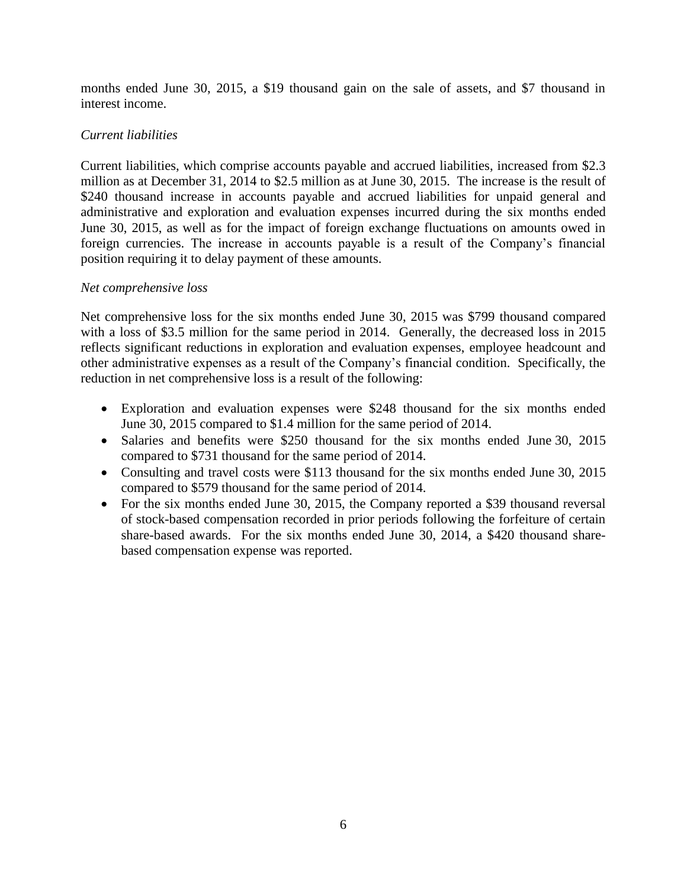months ended June 30, 2015, a $19 thousand gain on the sale of assets, and $7 thousand in interest income.

*Current liabilities*

Current liabilities, which comprise accounts payable and accrued liabilities, increased from $2.3 million as at December 31, 2014 to $2.5 million as at June 30, 2015. The increase is the result of $240 thousand increase in accounts payable and accrued liabilities for unpaid general and administrative and exploration and evaluation expenses incurred during the six months ended June 30, 2015, as well as for the impact of foreign exchange fluctuations on amounts owed in foreign currencies. The increase in accounts payable is a result of the Company's financial position requiring it to delay payment of these amounts.

*Net comprehensive loss*

Net comprehensive loss for the six months ended June 30, 2015 was $799 thousand compared with a loss of $3.5 million for the same period in 2014. Generally, the decreased loss in 2015 reflects significant reductions in exploration and evaluation expenses, employee headcount and other administrative expenses as a result of the Company's financial condition. Specifically, the reduction in net comprehensive loss is a result of the following:

- Exploration and evaluation expenses were $248 thousand for the six months ended June 30, 2015 compared to $1.4 million for the same period of 2014.
- Salaries and benefits were $250 thousand for the six months ended June 30, 2015 compared to $731 thousand for the same period of 2014.
- Consulting and travel costs were $113 thousand for the six months ended June 30, 2015 compared to $579 thousand for the same period of 2014.
- For the six months ended June 30, 2015, the Company reported a $39 thousand reversal of stock-based compensation recorded in prior periods following the forfeiture of certain share-based awards. For the six months ended June 30, 2014, a $420 thousand share-based compensation expense was reported.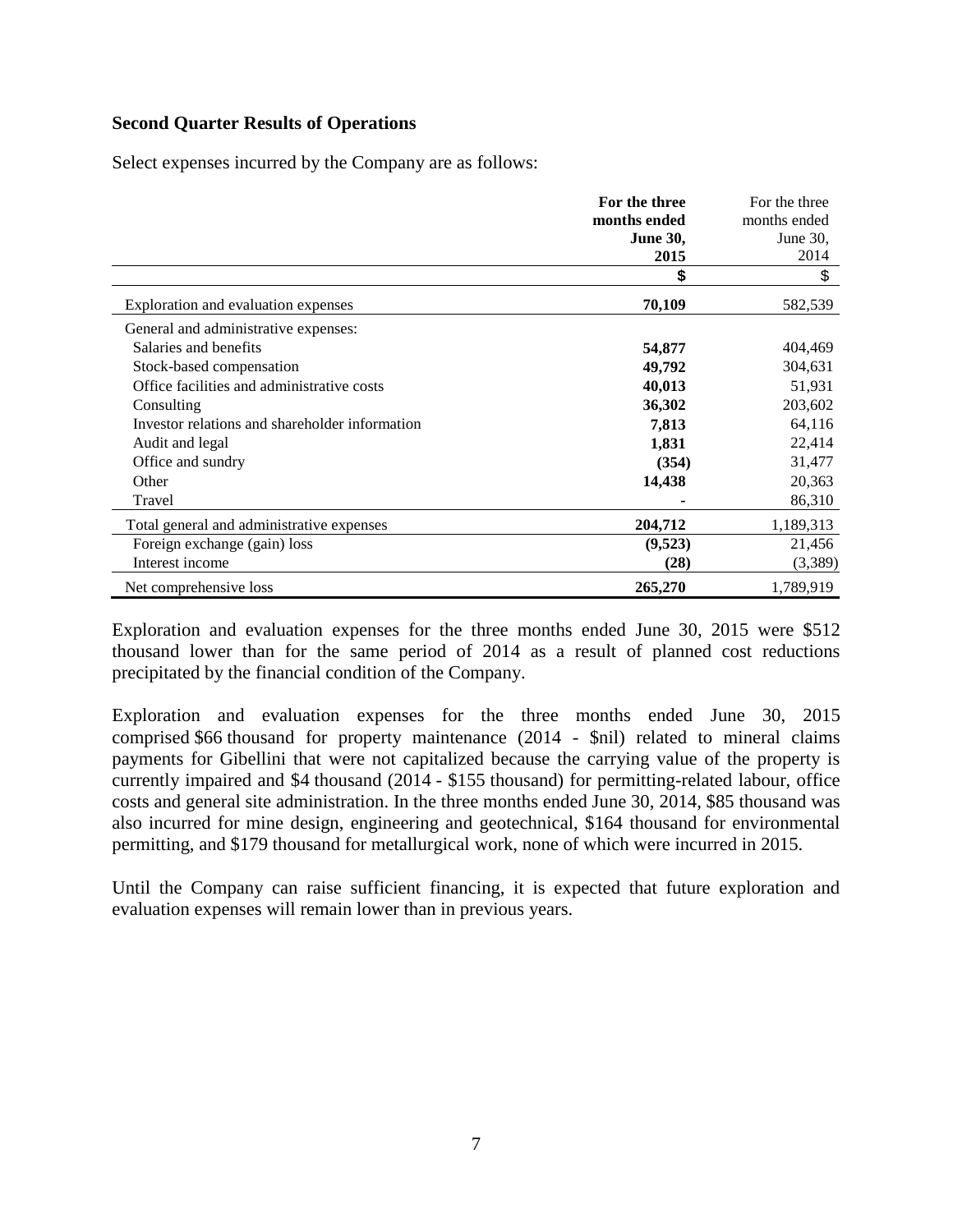## Second Quarter Results of Operations

Select expenses incurred by the Company are as follows:

| | **For the three months ended June 30, 2015** | For the three months ended June 30, 2014 |
|---|---|---|
| | **$** | $ |
| Exploration and evaluation expenses | **70,109** | 582,539 |
| General and administrative expenses: | | |
| Salaries and benefits | **54,877** | 404,469 |
| Stock-based compensation | **49,792** | 304,631 |
| Office facilities and administrative costs | **40,013** | 51,931 |
| Consulting | **36,302** | 203,602 |
| Investor relations and shareholder information | **7,813** | 64,116 |
| Audit and legal | **1,831** | 22,414 |
| Office and sundry | **(354)** | 31,477 |
| Other | **14,438** | 20,363 |
| Travel | **-** | 86,310 |
| Total general and administrative expenses | **204,712** | 1,189,313 |
| Foreign exchange (gain) loss | **(9,523)** | 21,456 |
| Interest income | **(28)** | (3,389) |
| Net comprehensive loss | **265,270** | 1,789,919 |

Exploration and evaluation expenses for the three months ended June 30, 2015 were $512 thousand lower than for the same period of 2014 as a result of planned cost reductions precipitated by the financial condition of the Company.

Exploration and evaluation expenses for the three months ended June 30, 2015 comprised $66 thousand for property maintenance (2014 - $nil) related to mineral claims payments for Gibellini that were not capitalized because the carrying value of the property is currently impaired and $4 thousand (2014 - $155 thousand) for permitting-related labour, office costs and general site administration. In the three months ended June 30, 2014, $85 thousand was also incurred for mine design, engineering and geotechnical, $164 thousand for environmental permitting, and $179 thousand for metallurgical work, none of which were incurred in 2015.

Until the Company can raise sufficient financing, it is expected that future exploration and evaluation expenses will remain lower than in previous years.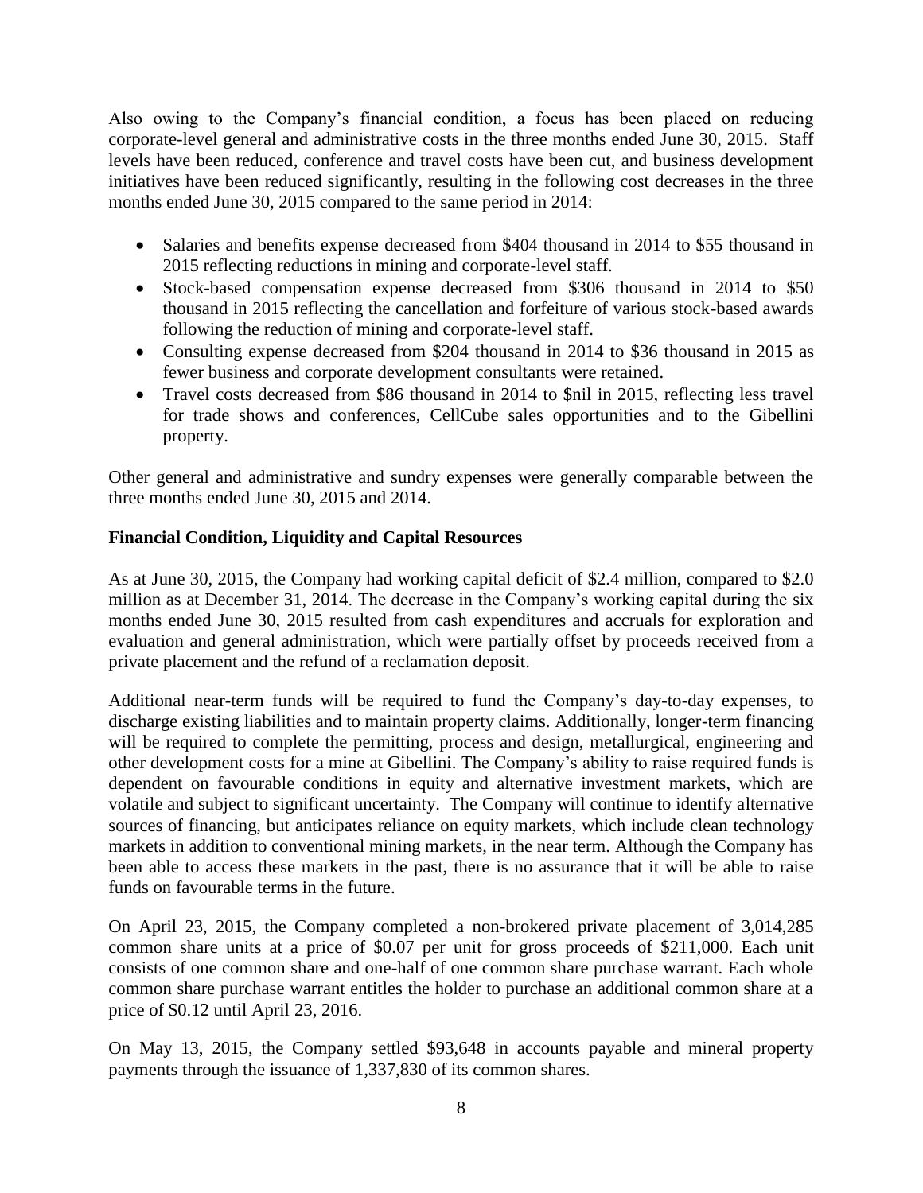Also owing to the Company's financial condition, a focus has been placed on reducing corporate-level general and administrative costs in the three months ended June 30, 2015. Staff levels have been reduced, conference and travel costs have been cut, and business development initiatives have been reduced significantly, resulting in the following cost decreases in the three months ended June 30, 2015 compared to the same period in 2014:

- Salaries and benefits expense decreased from $404 thousand in 2014 to $55 thousand in 2015 reflecting reductions in mining and corporate-level staff.
- Stock-based compensation expense decreased from $306 thousand in 2014 to $50 thousand in 2015 reflecting the cancellation and forfeiture of various stock-based awards following the reduction of mining and corporate-level staff.
- Consulting expense decreased from $204 thousand in 2014 to $36 thousand in 2015 as fewer business and corporate development consultants were retained.
- Travel costs decreased from $86 thousand in 2014 to $nil in 2015, reflecting less travel for trade shows and conferences, CellCube sales opportunities and to the Gibellini property.

Other general and administrative and sundry expenses were generally comparable between the three months ended June 30, 2015 and 2014.

### Financial Condition, Liquidity and Capital Resources

As at June 30, 2015, the Company had working capital deficit of $2.4 million, compared to $2.0 million as at December 31, 2014. The decrease in the Company's working capital during the six months ended June 30, 2015 resulted from cash expenditures and accruals for exploration and evaluation and general administration, which were partially offset by proceeds received from a private placement and the refund of a reclamation deposit.

Additional near-term funds will be required to fund the Company's day-to-day expenses, to discharge existing liabilities and to maintain property claims. Additionally, longer-term financing will be required to complete the permitting, process and design, metallurgical, engineering and other development costs for a mine at Gibellini. The Company's ability to raise required funds is dependent on favourable conditions in equity and alternative investment markets, which are volatile and subject to significant uncertainty. The Company will continue to identify alternative sources of financing, but anticipates reliance on equity markets, which include clean technology markets in addition to conventional mining markets, in the near term. Although the Company has been able to access these markets in the past, there is no assurance that it will be able to raise funds on favourable terms in the future.

On April 23, 2015, the Company completed a non-brokered private placement of 3,014,285 common share units at a price of $0.07 per unit for gross proceeds of $211,000. Each unit consists of one common share and one-half of one common share purchase warrant. Each whole common share purchase warrant entitles the holder to purchase an additional common share at a price of $0.12 until April 23, 2016.

On May 13, 2015, the Company settled $93,648 in accounts payable and mineral property payments through the issuance of 1,337,830 of its common shares.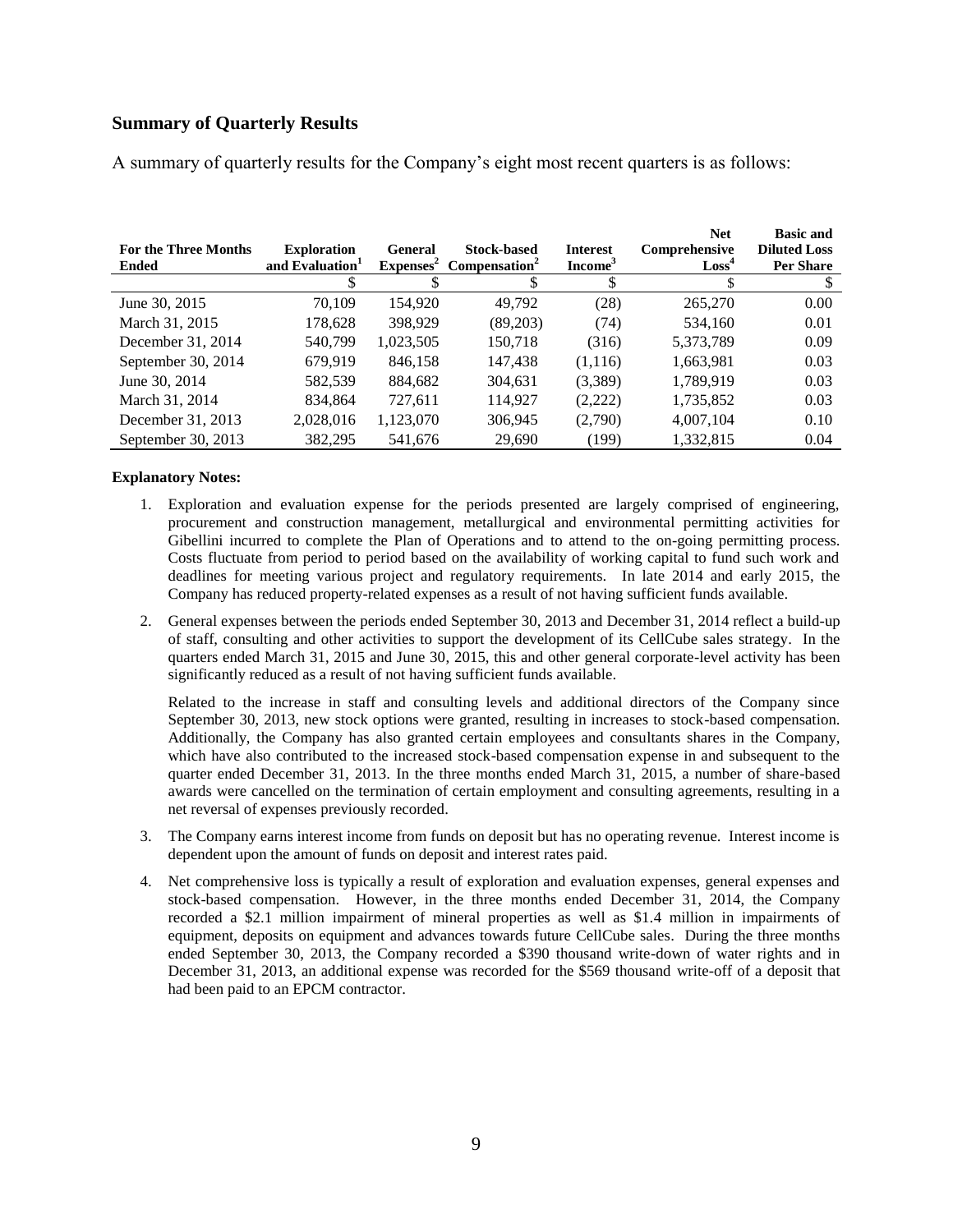## Summary of Quarterly Results

A summary of quarterly results for the Company's eight most recent quarters is as follows:

| For the Three Months Ended | Exploration and Evaluation[1] | General Expenses[2] | Stock-based Compensation[2] | Interest Income[3] | Net Comprehensive Loss[4] | Basic and Diluted Loss Per Share |
|---|---|---|---|---|---|---|
| | $ | $ | $ | $ | $ | $ |
| June 30, 2015 | 70,109 | 154,920 | 49,792 | (28) | 265,270 | 0.00 |
| March 31, 2015 | 178,628 | 398,929 | (89,203) | (74) | 534,160 | 0.01 |
| December 31, 2014 | 540,799 | 1,023,505 | 150,718 | (316) | 5,373,789 | 0.09 |
| September 30, 2014 | 679,919 | 846,158 | 147,438 | (1,116) | 1,663,981 | 0.03 |
| June 30, 2014 | 582,539 | 884,682 | 304,631 | (3,389) | 1,789,919 | 0.03 |
| March 31, 2014 | 834,864 | 727,611 | 114,927 | (2,222) | 1,735,852 | 0.03 |
| December 31, 2013 | 2,028,016 | 1,123,070 | 306,945 | (2,790) | 4,007,104 | 0.10 |
| September 30, 2013 | 382,295 | 541,676 | 29,690 | (199) | 1,332,815 | 0.04 |

**Explanatory Notes:**

1. Exploration and evaluation expense for the periods presented are largely comprised of engineering, procurement and construction management, metallurgical and environmental permitting activities for Gibellini incurred to complete the Plan of Operations and to attend to the on-going permitting process. Costs fluctuate from period to period based on the availability of working capital to fund such work and deadlines for meeting various project and regulatory requirements. In late 2014 and early 2015, the Company has reduced property-related expenses as a result of not having sufficient funds available.

2. General expenses between the periods ended September 30, 2013 and December 31, 2014 reflect a build-up of staff, consulting and other activities to support the development of its CellCube sales strategy. In the quarters ended March 31, 2015 and June 30, 2015, this and other general corporate-level activity has been significantly reduced as a result of not having sufficient funds available.

   Related to the increase in staff and consulting levels and additional directors of the Company since September 30, 2013, new stock options were granted, resulting in increases to stock-based compensation. Additionally, the Company has also granted certain employees and consultants shares in the Company, which have also contributed to the increased stock-based compensation expense in and subsequent to the quarter ended December 31, 2013. In the three months ended March 31, 2015, a number of share-based awards were cancelled on the termination of certain employment and consulting agreements, resulting in a net reversal of expenses previously recorded.

3. The Company earns interest income from funds on deposit but has no operating revenue. Interest income is dependent upon the amount of funds on deposit and interest rates paid.

4. Net comprehensive loss is typically a result of exploration and evaluation expenses, general expenses and stock-based compensation. However, in the three months ended December 31, 2014, the Company recorded a \$2.1 million impairment of mineral properties as well as \$1.4 million in impairments of equipment, deposits on equipment and advances towards future CellCube sales. During the three months ended September 30, 2013, the Company recorded a \$390 thousand write-down of water rights and in December 31, 2013, an additional expense was recorded for the \$569 thousand write-off of a deposit that had been paid to an EPCM contractor.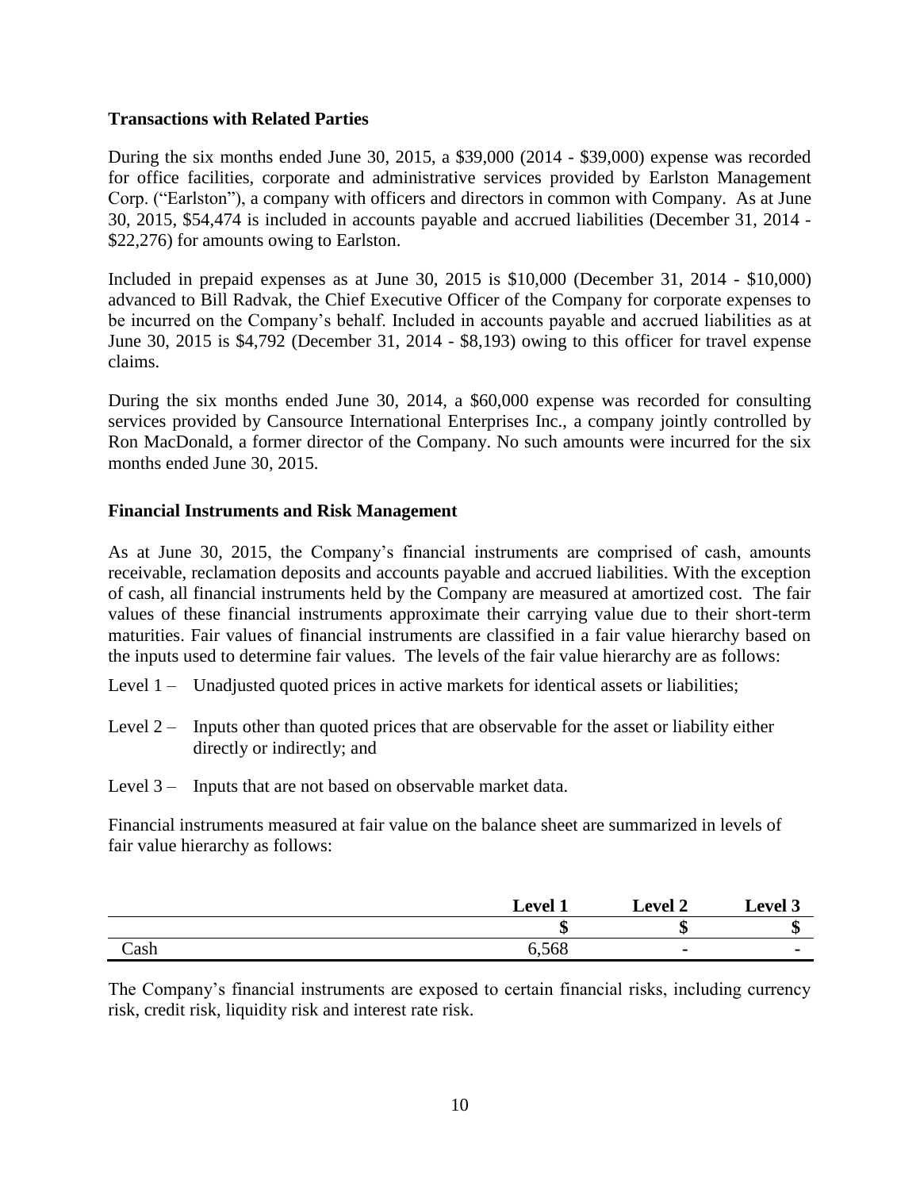## Transactions with Related Parties

During the six months ended June 30, 2015, a $39,000 (2014 - $39,000) expense was recorded for office facilities, corporate and administrative services provided by Earlston Management Corp. ("Earlston"), a company with officers and directors in common with Company. As at June 30, 2015, $54,474 is included in accounts payable and accrued liabilities (December 31, 2014 - $22,276) for amounts owing to Earlston.

Included in prepaid expenses as at June 30, 2015 is $10,000 (December 31, 2014 - $10,000) advanced to Bill Radvak, the Chief Executive Officer of the Company for corporate expenses to be incurred on the Company's behalf. Included in accounts payable and accrued liabilities as at June 30, 2015 is $4,792 (December 31, 2014 - $8,193) owing to this officer for travel expense claims.

During the six months ended June 30, 2014, a $60,000 expense was recorded for consulting services provided by Cansource International Enterprises Inc., a company jointly controlled by Ron MacDonald, a former director of the Company. No such amounts were incurred for the six months ended June 30, 2015.

## Financial Instruments and Risk Management

As at June 30, 2015, the Company's financial instruments are comprised of cash, amounts receivable, reclamation deposits and accounts payable and accrued liabilities. With the exception of cash, all financial instruments held by the Company are measured at amortized cost. The fair values of these financial instruments approximate their carrying value due to their short-term maturities. Fair values of financial instruments are classified in a fair value hierarchy based on the inputs used to determine fair values. The levels of the fair value hierarchy are as follows:

Level 1 – Unadjusted quoted prices in active markets for identical assets or liabilities;

Level 2 – Inputs other than quoted prices that are observable for the asset or liability either directly or indirectly; and

Level 3 – Inputs that are not based on observable market data.

Financial instruments measured at fair value on the balance sheet are summarized in levels of fair value hierarchy as follows:

| | Level 1 | Level 2 | Level 3 |
|---|---|---|---|
| | $ | $ | $ |
| Cash | 6,568 | - | - |

The Company's financial instruments are exposed to certain financial risks, including currency risk, credit risk, liquidity risk and interest rate risk.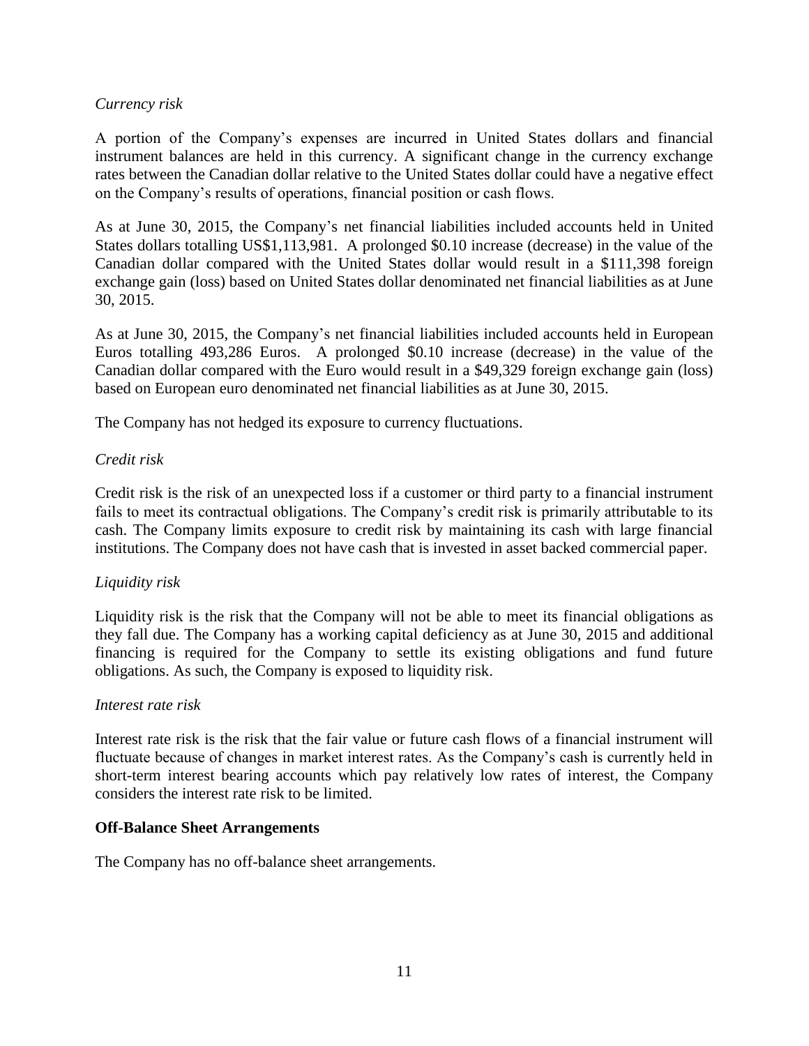*Currency risk*

A portion of the Company's expenses are incurred in United States dollars and financial instrument balances are held in this currency. A significant change in the currency exchange rates between the Canadian dollar relative to the United States dollar could have a negative effect on the Company's results of operations, financial position or cash flows.

As at June 30, 2015, the Company's net financial liabilities included accounts held in United States dollars totalling US$1,113,981. A prolonged $0.10 increase (decrease) in the value of the Canadian dollar compared with the United States dollar would result in a $111,398 foreign exchange gain (loss) based on United States dollar denominated net financial liabilities as at June 30, 2015.

As at June 30, 2015, the Company's net financial liabilities included accounts held in European Euros totalling 493,286 Euros. A prolonged $0.10 increase (decrease) in the value of the Canadian dollar compared with the Euro would result in a $49,329 foreign exchange gain (loss) based on European euro denominated net financial liabilities as at June 30, 2015.

The Company has not hedged its exposure to currency fluctuations.

*Credit risk*

Credit risk is the risk of an unexpected loss if a customer or third party to a financial instrument fails to meet its contractual obligations. The Company's credit risk is primarily attributable to its cash. The Company limits exposure to credit risk by maintaining its cash with large financial institutions. The Company does not have cash that is invested in asset backed commercial paper.

*Liquidity risk*

Liquidity risk is the risk that the Company will not be able to meet its financial obligations as they fall due. The Company has a working capital deficiency as at June 30, 2015 and additional financing is required for the Company to settle its existing obligations and fund future obligations. As such, the Company is exposed to liquidity risk.

*Interest rate risk*

Interest rate risk is the risk that the fair value or future cash flows of a financial instrument will fluctuate because of changes in market interest rates. As the Company's cash is currently held in short-term interest bearing accounts which pay relatively low rates of interest, the Company considers the interest rate risk to be limited.

**Off-Balance Sheet Arrangements**

The Company has no off-balance sheet arrangements.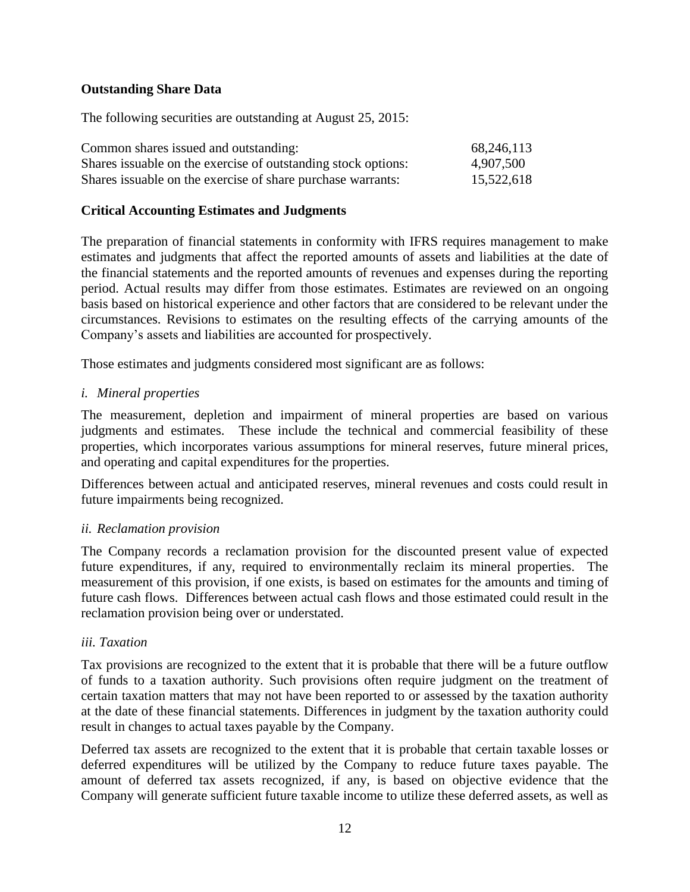**Outstanding Share Data**

The following securities are outstanding at August 25, 2015:

| | |
|---|---|
| Common shares issued and outstanding: | 68,246,113 |
| Shares issuable on the exercise of outstanding stock options: | 4,907,500 |
| Shares issuable on the exercise of share purchase warrants: | 15,522,618 |

**Critical Accounting Estimates and Judgments**

The preparation of financial statements in conformity with IFRS requires management to make estimates and judgments that affect the reported amounts of assets and liabilities at the date of the financial statements and the reported amounts of revenues and expenses during the reporting period. Actual results may differ from those estimates. Estimates are reviewed on an ongoing basis based on historical experience and other factors that are considered to be relevant under the circumstances. Revisions to estimates on the resulting effects of the carrying amounts of the Company's assets and liabilities are accounted for prospectively.

Those estimates and judgments considered most significant are as follows:

*i. Mineral properties*

The measurement, depletion and impairment of mineral properties are based on various judgments and estimates. These include the technical and commercial feasibility of these properties, which incorporates various assumptions for mineral reserves, future mineral prices, and operating and capital expenditures for the properties.

Differences between actual and anticipated reserves, mineral revenues and costs could result in future impairments being recognized.

*ii. Reclamation provision*

The Company records a reclamation provision for the discounted present value of expected future expenditures, if any, required to environmentally reclaim its mineral properties. The measurement of this provision, if one exists, is based on estimates for the amounts and timing of future cash flows. Differences between actual cash flows and those estimated could result in the reclamation provision being over or understated.

*iii. Taxation*

Tax provisions are recognized to the extent that it is probable that there will be a future outflow of funds to a taxation authority. Such provisions often require judgment on the treatment of certain taxation matters that may not have been reported to or assessed by the taxation authority at the date of these financial statements. Differences in judgment by the taxation authority could result in changes to actual taxes payable by the Company.

Deferred tax assets are recognized to the extent that it is probable that certain taxable losses or deferred expenditures will be utilized by the Company to reduce future taxes payable. The amount of deferred tax assets recognized, if any, is based on objective evidence that the Company will generate sufficient future taxable income to utilize these deferred assets, as well as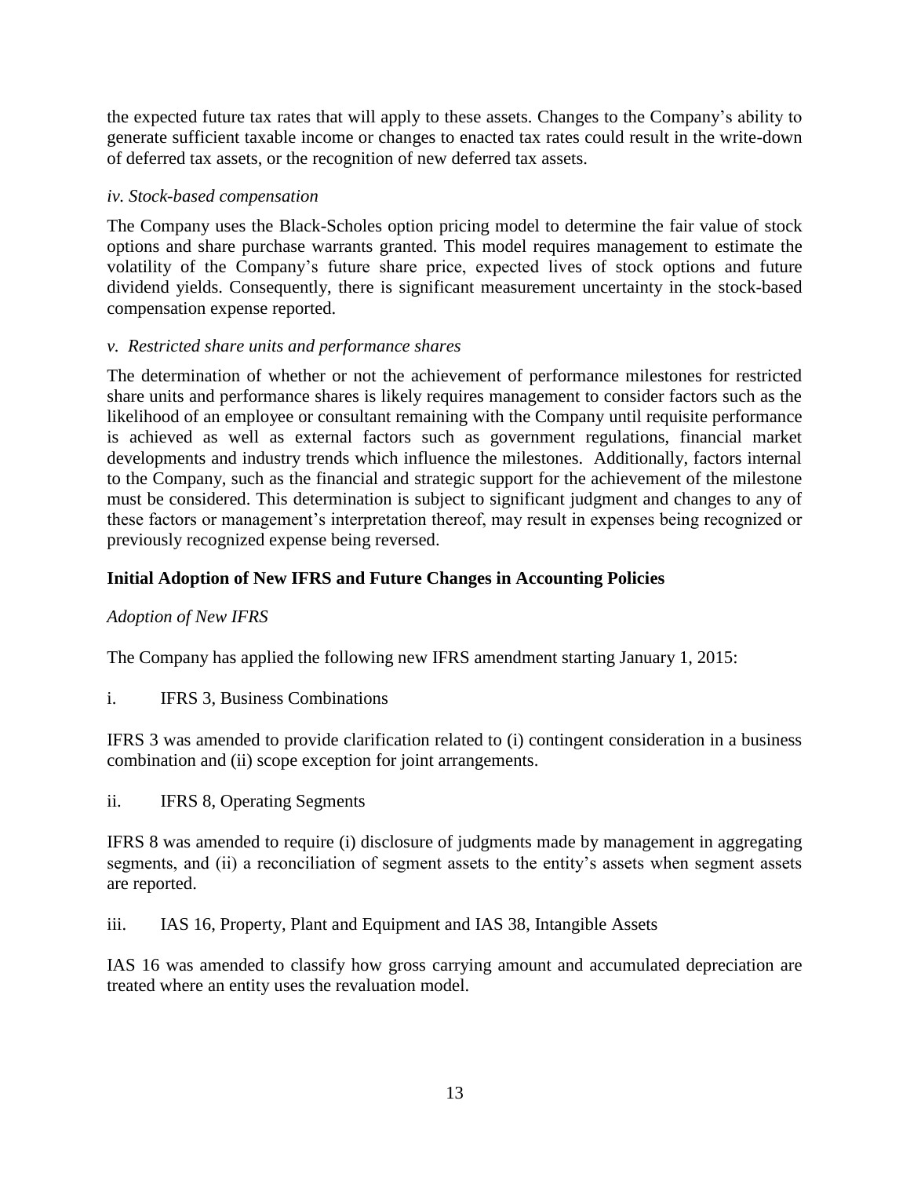the expected future tax rates that will apply to these assets. Changes to the Company's ability to generate sufficient taxable income or changes to enacted tax rates could result in the write-down of deferred tax assets, or the recognition of new deferred tax assets.

*iv. Stock-based compensation*

The Company uses the Black-Scholes option pricing model to determine the fair value of stock options and share purchase warrants granted. This model requires management to estimate the volatility of the Company's future share price, expected lives of stock options and future dividend yields. Consequently, there is significant measurement uncertainty in the stock-based compensation expense reported.

*v. Restricted share units and performance shares*

The determination of whether or not the achievement of performance milestones for restricted share units and performance shares is likely requires management to consider factors such as the likelihood of an employee or consultant remaining with the Company until requisite performance is achieved as well as external factors such as government regulations, financial market developments and industry trends which influence the milestones. Additionally, factors internal to the Company, such as the financial and strategic support for the achievement of the milestone must be considered. This determination is subject to significant judgment and changes to any of these factors or management's interpretation thereof, may result in expenses being recognized or previously recognized expense being reversed.

## Initial Adoption of New IFRS and Future Changes in Accounting Policies

*Adoption of New IFRS*

The Company has applied the following new IFRS amendment starting January 1, 2015:

i. IFRS 3, Business Combinations

IFRS 3 was amended to provide clarification related to (i) contingent consideration in a business combination and (ii) scope exception for joint arrangements.

ii. IFRS 8, Operating Segments

IFRS 8 was amended to require (i) disclosure of judgments made by management in aggregating segments, and (ii) a reconciliation of segment assets to the entity's assets when segment assets are reported.

iii. IAS 16, Property, Plant and Equipment and IAS 38, Intangible Assets

IAS 16 was amended to classify how gross carrying amount and accumulated depreciation are treated where an entity uses the revaluation model.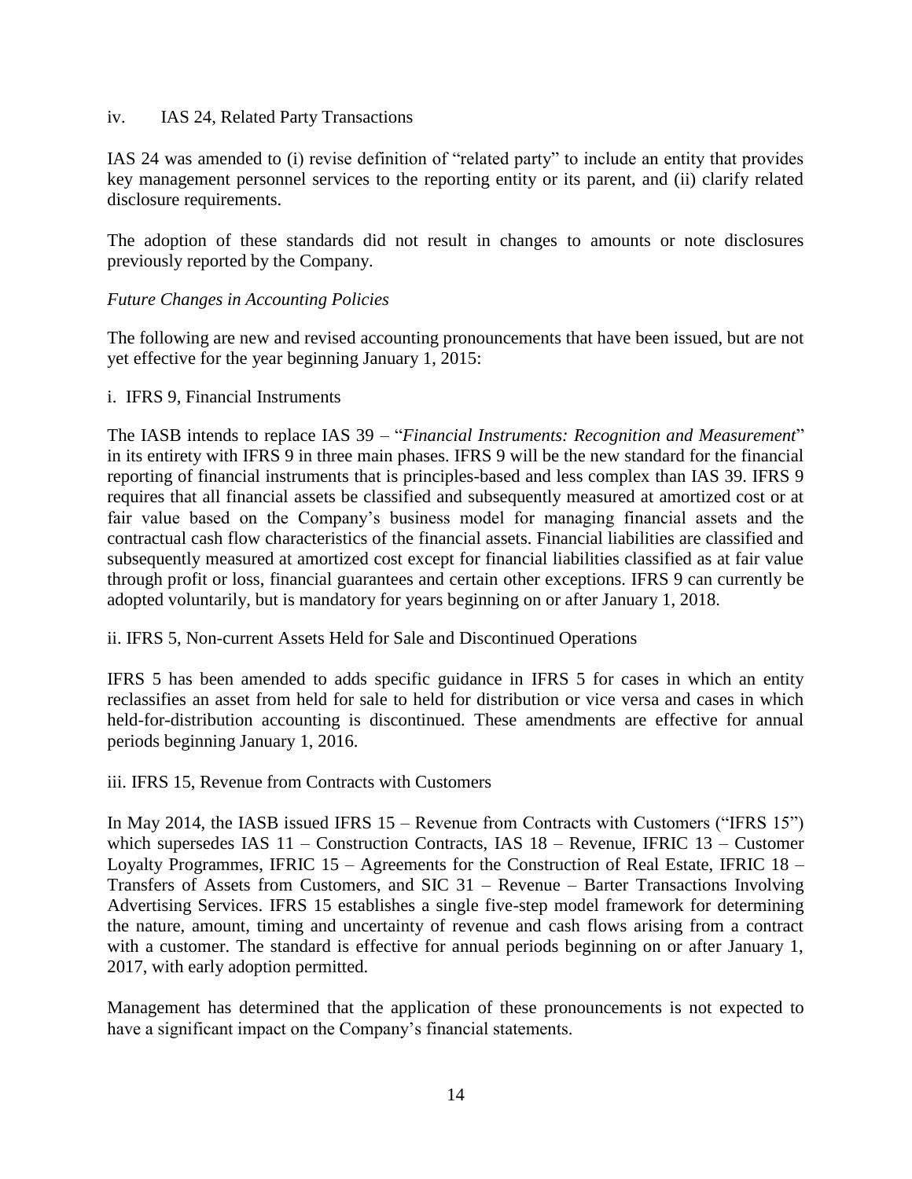iv. IAS 24, Related Party Transactions

IAS 24 was amended to (i) revise definition of "related party" to include an entity that provides key management personnel services to the reporting entity or its parent, and (ii) clarify related disclosure requirements.

The adoption of these standards did not result in changes to amounts or note disclosures previously reported by the Company.

*Future Changes in Accounting Policies*

The following are new and revised accounting pronouncements that have been issued, but are not yet effective for the year beginning January 1, 2015:

i. IFRS 9, Financial Instruments

The IASB intends to replace IAS 39 – "*Financial Instruments: Recognition and Measurement*" in its entirety with IFRS 9 in three main phases. IFRS 9 will be the new standard for the financial reporting of financial instruments that is principles-based and less complex than IAS 39. IFRS 9 requires that all financial assets be classified and subsequently measured at amortized cost or at fair value based on the Company's business model for managing financial assets and the contractual cash flow characteristics of the financial assets. Financial liabilities are classified and subsequently measured at amortized cost except for financial liabilities classified as at fair value through profit or loss, financial guarantees and certain other exceptions. IFRS 9 can currently be adopted voluntarily, but is mandatory for years beginning on or after January 1, 2018.

ii. IFRS 5, Non-current Assets Held for Sale and Discontinued Operations

IFRS 5 has been amended to adds specific guidance in IFRS 5 for cases in which an entity reclassifies an asset from held for sale to held for distribution or vice versa and cases in which held-for-distribution accounting is discontinued. These amendments are effective for annual periods beginning January 1, 2016.

iii. IFRS 15, Revenue from Contracts with Customers

In May 2014, the IASB issued IFRS 15 – Revenue from Contracts with Customers ("IFRS 15") which supersedes IAS 11 – Construction Contracts, IAS 18 – Revenue, IFRIC 13 – Customer Loyalty Programmes, IFRIC 15 – Agreements for the Construction of Real Estate, IFRIC 18 – Transfers of Assets from Customers, and SIC 31 – Revenue – Barter Transactions Involving Advertising Services. IFRS 15 establishes a single five-step model framework for determining the nature, amount, timing and uncertainty of revenue and cash flows arising from a contract with a customer. The standard is effective for annual periods beginning on or after January 1, 2017, with early adoption permitted.

Management has determined that the application of these pronouncements is not expected to have a significant impact on the Company's financial statements.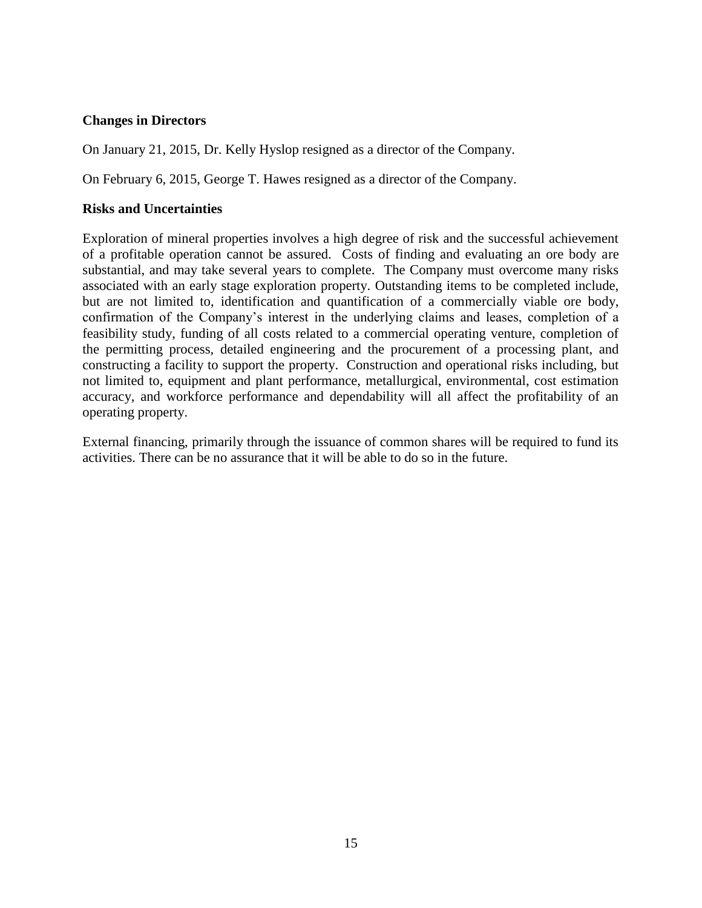**Changes in Directors**

On January 21, 2015, Dr. Kelly Hyslop resigned as a director of the Company.

On February 6, 2015, George T. Hawes resigned as a director of the Company.

**Risks and Uncertainties**

Exploration of mineral properties involves a high degree of risk and the successful achievement of a profitable operation cannot be assured. Costs of finding and evaluating an ore body are substantial, and may take several years to complete. The Company must overcome many risks associated with an early stage exploration property. Outstanding items to be completed include, but are not limited to, identification and quantification of a commercially viable ore body, confirmation of the Company's interest in the underlying claims and leases, completion of a feasibility study, funding of all costs related to a commercial operating venture, completion of the permitting process, detailed engineering and the procurement of a processing plant, and constructing a facility to support the property. Construction and operational risks including, but not limited to, equipment and plant performance, metallurgical, environmental, cost estimation accuracy, and workforce performance and dependability will all affect the profitability of an operating property.

External financing, primarily through the issuance of common shares will be required to fund its activities. There can be no assurance that it will be able to do so in the future.